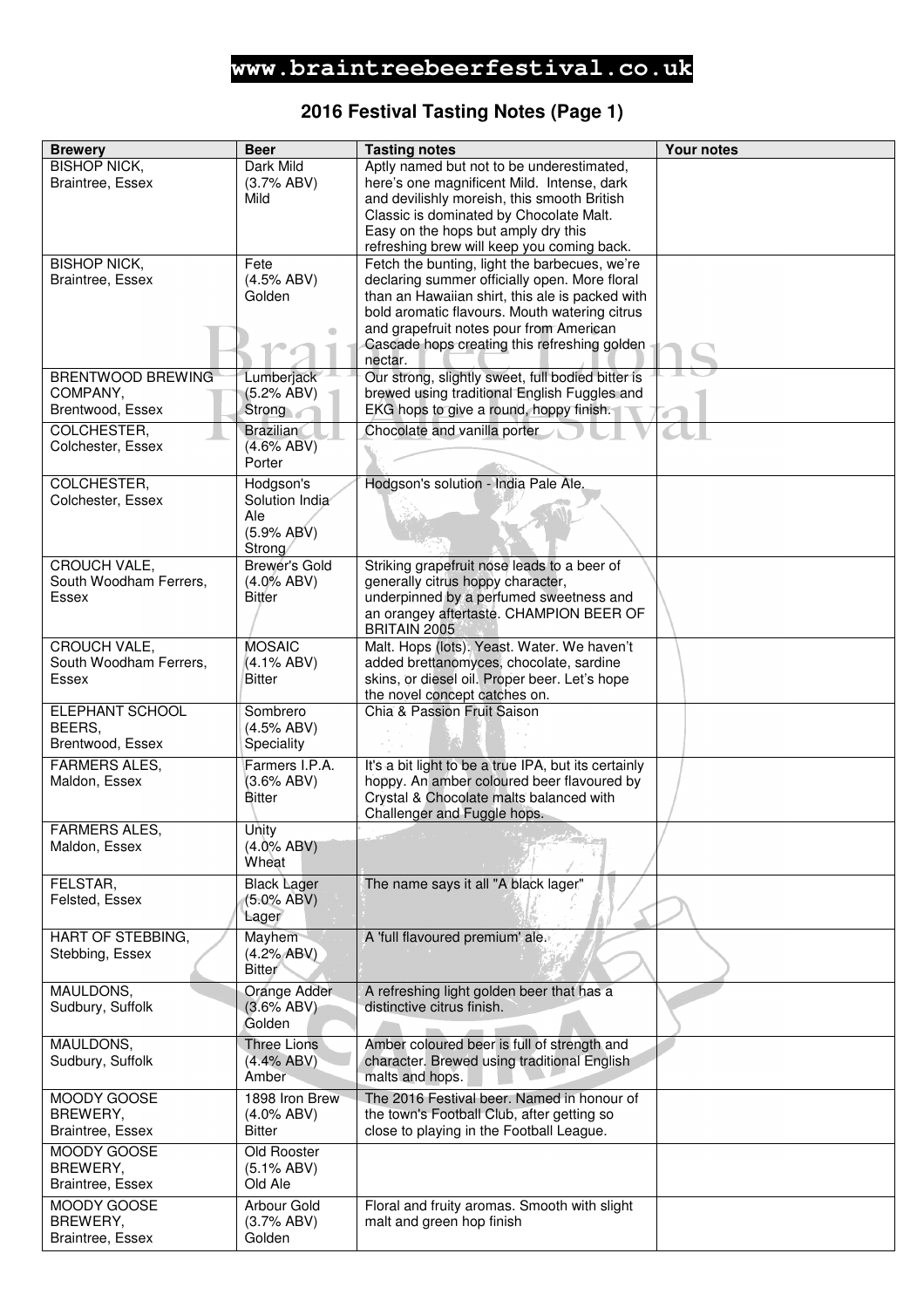**www.braintreebeerfestival.co.uk**

## 2016 Festival Tasting Notes (Page 1)

| Brewery | Beer | Tasting notes | Your notes |
|---|---|---|---|
| BISHOP NICK, Braintree, Essex | Dark Mild (3.7% ABV) Mild | Aptly named but not to be underestimated, here's one magnificent Mild. Intense, dark and devilishly moreish, this smooth British Classic is dominated by Chocolate Malt. Easy on the hops but amply dry this refreshing brew will keep you coming back. | |
| BISHOP NICK, Braintree, Essex | Fete (4.5% ABV) Golden | Fetch the bunting, light the barbecues, we're declaring summer officially open. More floral than an Hawaiian shirt, this ale is packed with bold aromatic flavours. Mouth watering citrus and grapefruit notes pour from American Cascade hops creating this refreshing golden nectar. | |
| BRENTWOOD BREWING COMPANY, Brentwood, Essex | Lumberjack (5.2% ABV) Strong | Our strong, slightly sweet, full bodied bitter is brewed using traditional English Fuggles and EKG hops to give a round, hoppy finish. | |
| COLCHESTER, Colchester, Essex | Brazilian (4.6% ABV) Porter | Chocolate and vanilla porter | |
| COLCHESTER, Colchester, Essex | Hodgson's Solution India Ale (5.9% ABV) Strong | Hodgson's solution - India Pale Ale. | |
| CROUCH VALE, South Woodham Ferrers, Essex | Brewer's Gold (4.0% ABV) Bitter | Striking grapefruit nose leads to a beer of generally citrus hoppy character, underpinned by a perfumed sweetness and an orangey aftertaste. CHAMPION BEER OF BRITAIN 2005 | |
| CROUCH VALE, South Woodham Ferrers, Essex | MOSAIC (4.1% ABV) Bitter | Malt. Hops (lots). Yeast. Water. We haven't added brettanomyces, chocolate, sardine skins, or diesel oil. Proper beer. Let's hope the novel concept catches on. | |
| ELEPHANT SCHOOL BEERS, Brentwood, Essex | Sombrero (4.5% ABV) Speciality | Chia & Passion Fruit Saison | |
| FARMERS ALES, Maldon, Essex | Farmers I.P.A. (3.6% ABV) Bitter | It's a bit light to be a true IPA, but its certainly hoppy. An amber coloured beer flavoured by Crystal & Chocolate malts balanced with Challenger and Fuggle hops. | |
| FARMERS ALES, Maldon, Essex | Unity (4.0% ABV) Wheat | | |
| FELSTAR, Felsted, Essex | Black Lager (5.0% ABV) Lager | The name says it all "A black lager" | |
| HART OF STEBBING, Stebbing, Essex | Mayhem (4.2% ABV) Bitter | A 'full flavoured premium' ale. | |
| MAULDONS, Sudbury, Suffolk | Orange Adder (3.6% ABV) Golden | A refreshing light golden beer that has a distinctive citrus finish. | |
| MAULDONS, Sudbury, Suffolk | Three Lions (4.4% ABV) Amber | Amber coloured beer is full of strength and character. Brewed using traditional English malts and hops. | |
| MOODY GOOSE BREWERY, Braintree, Essex | 1898 Iron Brew (4.0% ABV) Bitter | The 2016 Festival beer. Named in honour of the town's Football Club, after getting so close to playing in the Football League. | |
| MOODY GOOSE BREWERY, Braintree, Essex | Old Rooster (5.1% ABV) Old Ale | | |
| MOODY GOOSE BREWERY, Braintree, Essex | Arbour Gold (3.7% ABV) Golden | Floral and fruity aromas. Smooth with slight malt and green hop finish | |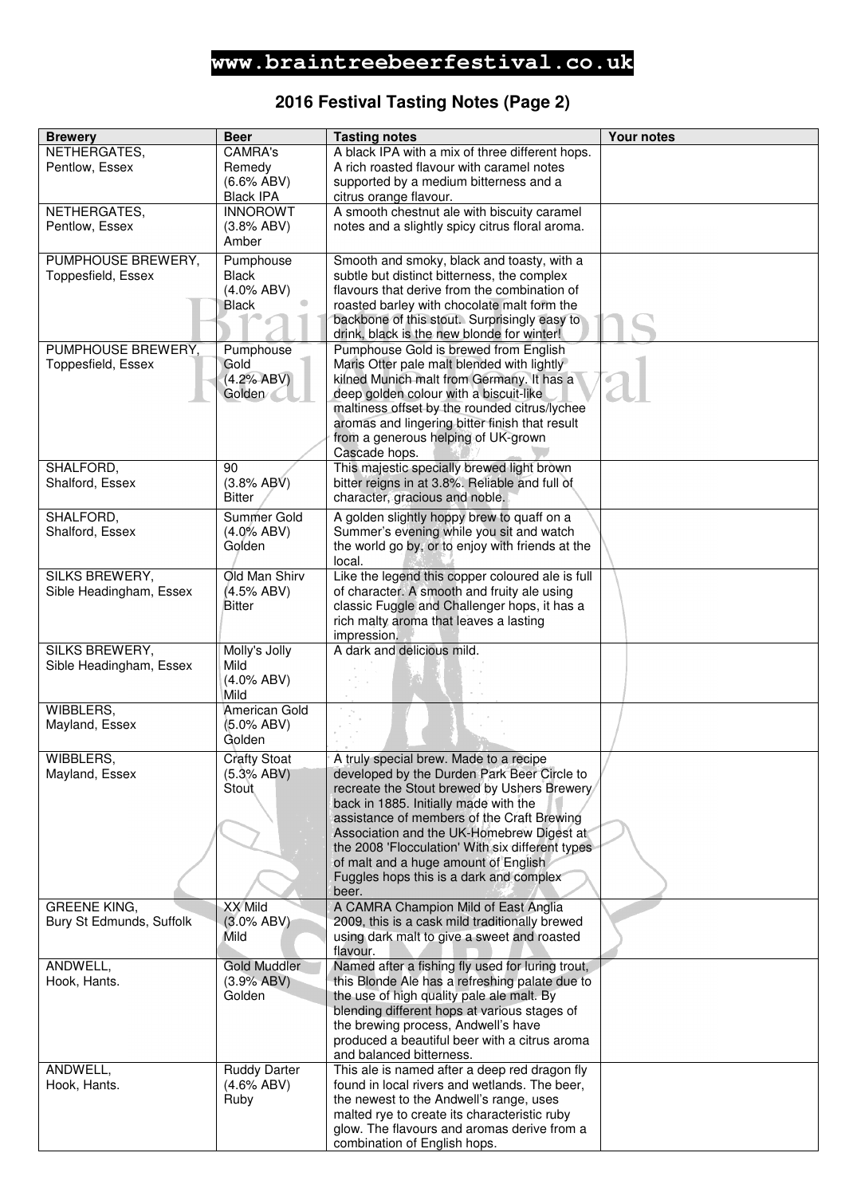www.braintreebeerfestival.co.uk

## 2016 Festival Tasting Notes (Page 2)

| Brewery | Beer | Tasting notes | Your notes |
|---|---|---|---|
| NETHERGATES, Pentlow, Essex | CAMRA's Remedy (6.6% ABV) Black IPA | A black IPA with a mix of three different hops. A rich roasted flavour with caramel notes supported by a medium bitterness and a citrus orange flavour. | |
| NETHERGATES, Pentlow, Essex | INNOROWT (3.8% ABV) Amber | A smooth chestnut ale with biscuity caramel notes and a slightly spicy citrus floral aroma. | |
| PUMPHOUSE BREWERY, Toppesfield, Essex | Pumphouse Black (4.0% ABV) Black | Smooth and smoky, black and toasty, with a subtle but distinct bitterness, the complex flavours that derive from the combination of roasted barley with chocolate malt form the backbone of this stout. Surprisingly easy to drink, black is the new blonde for winter! | |
| PUMPHOUSE BREWERY, Toppesfield, Essex | Pumphouse Gold (4.2% ABV) Golden | Pumphouse Gold is brewed from English Maris Otter pale malt blended with lightly kilned Munich malt from Germany. It has a deep golden colour with a biscuit-like maltiness offset by the rounded citrus/lychee aromas and lingering bitter finish that result from a generous helping of UK-grown Cascade hops. | |
| SHALFORD, Shalford, Essex | 90 (3.8% ABV) Bitter | This majestic specially brewed light brown bitter reigns in at 3.8%. Reliable and full of character, gracious and noble. | |
| SHALFORD, Shalford, Essex | Summer Gold (4.0% ABV) Golden | A golden slightly hoppy brew to quaff on a Summer's evening while you sit and watch the world go by, or to enjoy with friends at the local. | |
| SILKS BREWERY, Sible Headingham, Essex | Old Man Shirv (4.5% ABV) Bitter | Like the legend this copper coloured ale is full of character. A smooth and fruity ale using classic Fuggle and Challenger hops, it has a rich malty aroma that leaves a lasting impression. | |
| SILKS BREWERY, Sible Headingham, Essex | Molly's Jolly Mild (4.0% ABV) Mild | A dark and delicious mild. | |
| WIBBLERS, Mayland, Essex | American Gold (5.0% ABV) Golden | | |
| WIBBLERS, Mayland, Essex | Crafty Stoat (5.3% ABV) Stout | A truly special brew. Made to a recipe developed by the Durden Park Beer Circle to recreate the Stout brewed by Ushers Brewery back in 1885. Initially made with the assistance of members of the Craft Brewing Association and the UK-Homebrew Digest at the 2008 'Flocculation' With six different types of malt and a huge amount of English Fuggles hops this is a dark and complex beer. | |
| GREENE KING, Bury St Edmunds, Suffolk | XX Mild (3.0% ABV) Mild | A CAMRA Champion Mild of East Anglia 2009, this is a cask mild traditionally brewed using dark malt to give a sweet and roasted flavour. | |
| ANDWELL, Hook, Hants. | Gold Muddler (3.9% ABV) Golden | Named after a fishing fly used for luring trout, this Blonde Ale has a refreshing palate due to the use of high quality pale ale malt. By blending different hops at various stages of the brewing process, Andwell's have produced a beautiful beer with a citrus aroma and balanced bitterness. | |
| ANDWELL, Hook, Hants. | Ruddy Darter (4.6% ABV) Ruby | This ale is named after a deep red dragon fly found in local rivers and wetlands. The beer, the newest to the Andwell's range, uses malted rye to create its characteristic ruby glow. The flavours and aromas derive from a combination of English hops. | |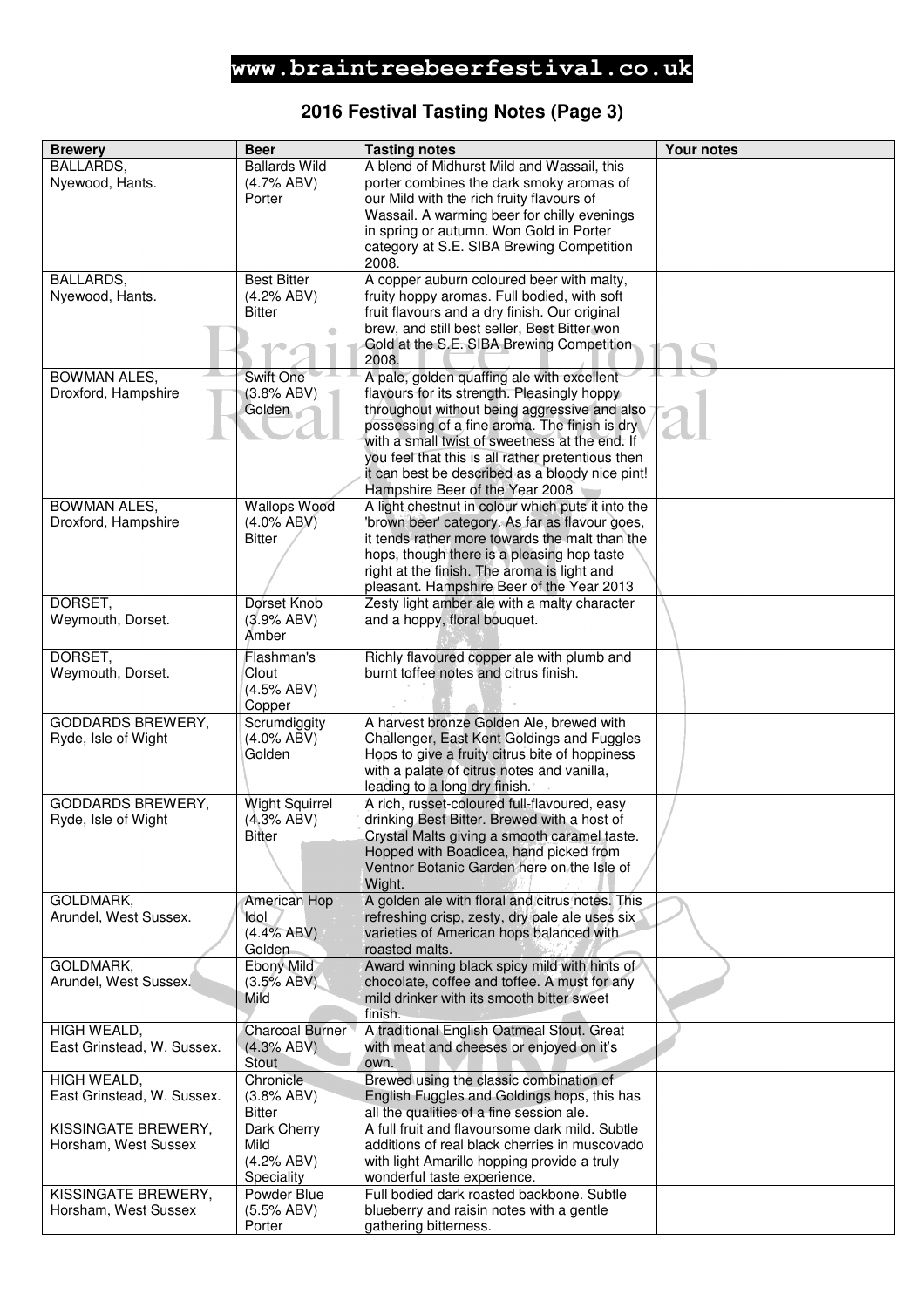www.braintreebeerfestival.co.uk

## 2016 Festival Tasting Notes (Page 3)

| Brewery | Beer | Tasting notes | Your notes |
|---|---|---|---|
| BALLARDS, Nyewood, Hants. | Ballards Wild (4.7% ABV) Porter | A blend of Midhurst Mild and Wassail, this porter combines the dark smoky aromas of our Mild with the rich fruity flavours of Wassail. A warming beer for chilly evenings in spring or autumn. Won Gold in Porter category at S.E. SIBA Brewing Competition 2008. | |
| BALLARDS, Nyewood, Hants. | Best Bitter (4.2% ABV) Bitter | A copper auburn coloured beer with malty, fruity hoppy aromas. Full bodied, with soft fruit flavours and a dry finish. Our original brew, and still best seller, Best Bitter won Gold at the S.E. SIBA Brewing Competition 2008. | |
| BOWMAN ALES, Droxford, Hampshire | Swift One (3.8% ABV) Golden | A pale, golden quaffing ale with excellent flavours for its strength. Pleasingly hoppy throughout without being aggressive and also possessing of a fine aroma. The finish is dry with a small twist of sweetness at the end. If you feel that this is all rather pretentious then it can best be described as a bloody nice pint! Hampshire Beer of the Year 2008 | |
| BOWMAN ALES, Droxford, Hampshire | Wallops Wood (4.0% ABV) Bitter | A light chestnut in colour which puts it into the 'brown beer' category. As far as flavour goes, it tends rather more towards the malt than the hops, though there is a pleasing hop taste right at the finish. The aroma is light and pleasant. Hampshire Beer of the Year 2013 | |
| DORSET, Weymouth, Dorset. | Dorset Knob (3.9% ABV) Amber | Zesty light amber ale with a malty character and a hoppy, floral bouquet. | |
| DORSET, Weymouth, Dorset. | Flashman's Clout (4.5% ABV) Copper | Richly flavoured copper ale with plumb and burnt toffee notes and citrus finish. | |
| GODDARDS BREWERY, Ryde, Isle of Wight | Scrumdiggity (4.0% ABV) Golden | A harvest bronze Golden Ale, brewed with Challenger, East Kent Goldings and Fuggles Hops to give a fruity citrus bite of hoppiness with a palate of citrus notes and vanilla, leading to a long dry finish. | |
| GODDARDS BREWERY, Ryde, Isle of Wight | Wight Squirrel (4.3% ABV) Bitter | A rich, russet-coloured full-flavoured, easy drinking Best Bitter. Brewed with a host of Crystal Malts giving a smooth caramel taste. Hopped with Boadicea, hand picked from Ventnor Botanic Garden here on the Isle of Wight. | |
| GOLDMARK, Arundel, West Sussex. | American Hop Idol (4.4% ABV) Golden | A golden ale with floral and citrus notes. This refreshing crisp, zesty, dry pale ale uses six varieties of American hops balanced with roasted malts. | |
| GOLDMARK, Arundel, West Sussex. | Ebony Mild (3.5% ABV) Mild | Award winning black spicy mild with hints of chocolate, coffee and toffee. A must for any mild drinker with its smooth bitter sweet finish. | |
| HIGH WEALD, East Grinstead, W. Sussex. | Charcoal Burner (4.3% ABV) Stout | A traditional English Oatmeal Stout. Great with meat and cheeses or enjoyed on it's own. | |
| HIGH WEALD, East Grinstead, W. Sussex. | Chronicle (3.8% ABV) Bitter | Brewed using the classic combination of English Fuggles and Goldings hops, this has all the qualities of a fine session ale. | |
| KISSINGATE BREWERY, Horsham, West Sussex | Dark Cherry Mild (4.2% ABV) Speciality | A full fruit and flavoursome dark mild. Subtle additions of real black cherries in muscovado with light Amarillo hopping provide a truly wonderful taste experience. | |
| KISSINGATE BREWERY, Horsham, West Sussex | Powder Blue (5.5% ABV) Porter | Full bodied dark roasted backbone. Subtle blueberry and raisin notes with a gentle gathering bitterness. | |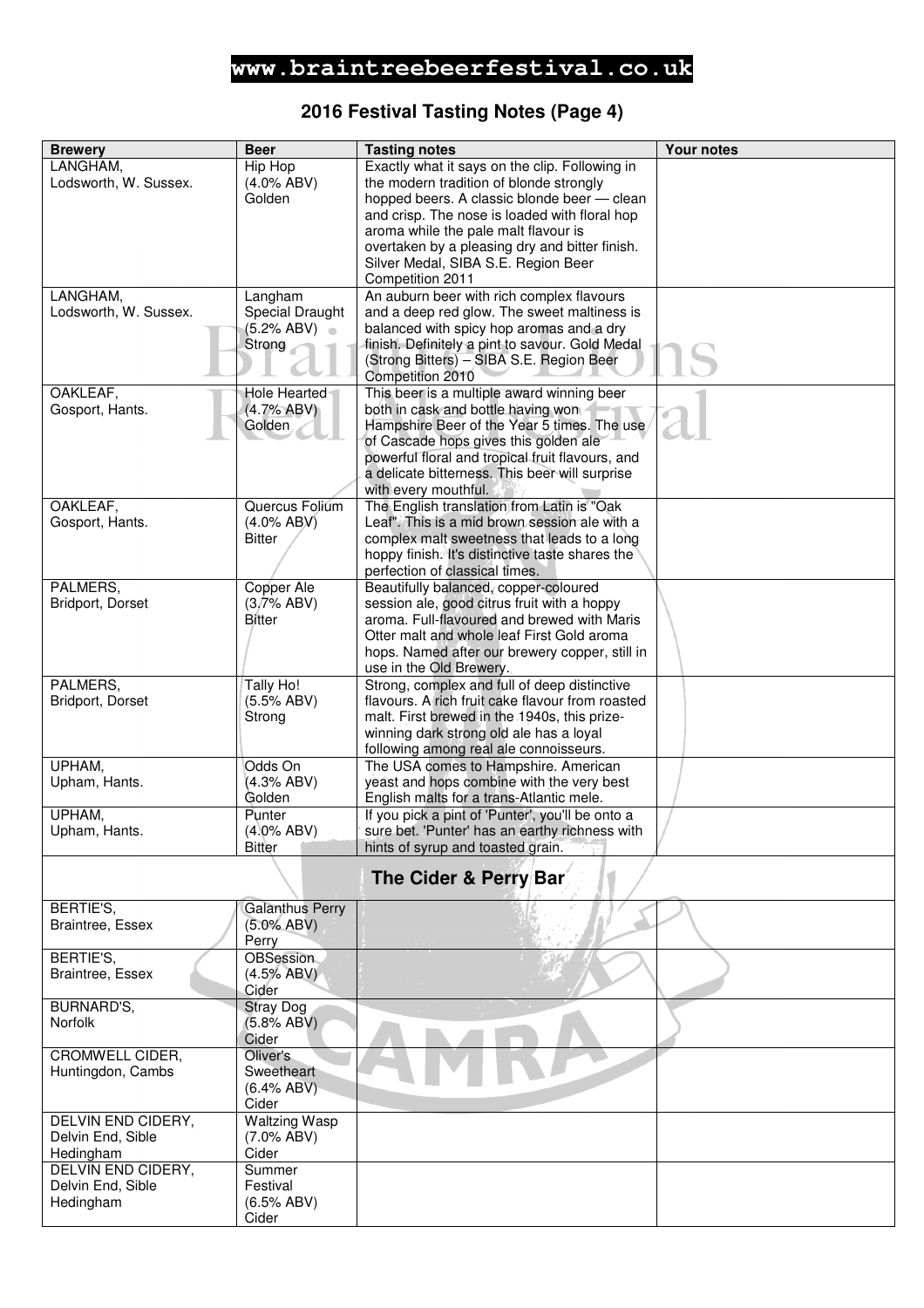# www.braintreebeerfestival.co.uk

## 2016 Festival Tasting Notes (Page 4)

| Brewery | Beer | Tasting notes | Your notes |
|---|---|---|---|
| LANGHAM, Lodsworth, W. Sussex. | Hip Hop (4.0% ABV) Golden | Exactly what it says on the clip. Following in the modern tradition of blonde strongly hopped beers. A classic blonde beer — clean and crisp. The nose is loaded with floral hop aroma while the pale malt flavour is overtaken by a pleasing dry and bitter finish. Silver Medal, SIBA S.E. Region Beer Competition 2011 | |
| LANGHAM, Lodsworth, W. Sussex. | Langham Special Draught (5.2% ABV) Strong | An auburn beer with rich complex flavours and a deep red glow. The sweet maltiness is balanced with spicy hop aromas and a dry finish. Definitely a pint to savour. Gold Medal (Strong Bitters) – SIBA S.E. Region Beer Competition 2010 | |
| OAKLEAF, Gosport, Hants. | Hole Hearted (4.7% ABV) Golden | This beer is a multiple award winning beer both in cask and bottle having won Hampshire Beer of the Year 5 times. The use of Cascade hops gives this golden ale powerful floral and tropical fruit flavours, and a delicate bitterness. This beer will surprise with every mouthful. | |
| OAKLEAF, Gosport, Hants. | Quercus Folium (4.0% ABV) Bitter | The English translation from Latin is "Oak Leaf". This is a mid brown session ale with a complex malt sweetness that leads to a long hoppy finish. It's distinctive taste shares the perfection of classical times. | |
| PALMERS, Bridport, Dorset | Copper Ale (3.7% ABV) Bitter | Beautifully balanced, copper-coloured session ale, good citrus fruit with a hoppy aroma. Full-flavoured and brewed with Maris Otter malt and whole leaf First Gold aroma hops. Named after our brewery copper, still in use in the Old Brewery. | |
| PALMERS, Bridport, Dorset | Tally Ho! (5.5% ABV) Strong | Strong, complex and full of deep distinctive flavours. A rich fruit cake flavour from roasted malt. First brewed in the 1940s, this prize-winning dark strong old ale has a loyal following among real ale connoisseurs. | |
| UPHAM, Upham, Hants. | Odds On (4.3% ABV) Golden | The USA comes to Hampshire. American yeast and hops combine with the very best English malts for a trans-Atlantic mele. | |
| UPHAM, Upham, Hants. | Punter (4.0% ABV) Bitter | If you pick a pint of 'Punter', you'll be onto a sure bet. 'Punter' has an earthy richness with hints of syrup and toasted grain. | |
| | | **The Cider & Perry Bar** | |
| BERTIE'S, Braintree, Essex | Galanthus Perry (5.0% ABV) Perry | | |
| BERTIE'S, Braintree, Essex | OBSession (4.5% ABV) Cider | | |
| BURNARD'S, Norfolk | Stray Dog (5.8% ABV) Cider | | |
| CROMWELL CIDER, Huntingdon, Cambs | Oliver's Sweetheart (6.4% ABV) Cider | | |
| DELVIN END CIDERY, Delvin End, Sible Hedingham | Waltzing Wasp (7.0% ABV) Cider | | |
| DELVIN END CIDERY, Delvin End, Sible Hedingham | Summer Festival (6.5% ABV) Cider | | |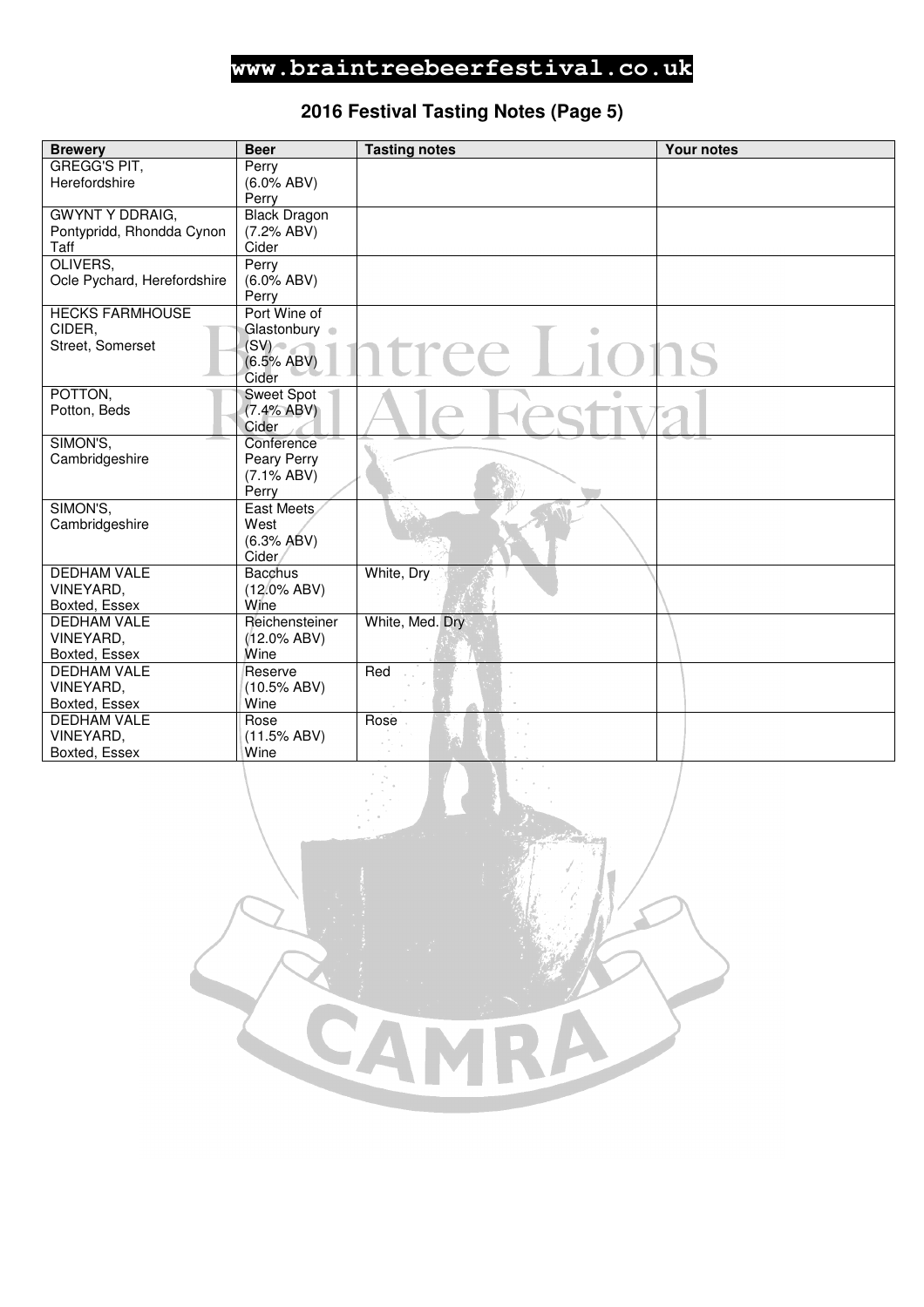www.braintreebeerfestival.co.uk

## 2016 Festival Tasting Notes (Page 5)

| Brewery | Beer | Tasting notes | Your notes |
| --- | --- | --- | --- |
| GREGG'S PIT, Herefordshire | Perry (6.0% ABV) Perry | | |
| GWYNT Y DDRAIG, Pontypridd, Rhondda Cynon Taff | Black Dragon (7.2% ABV) Cider | | |
| OLIVERS, Ocle Pychard, Herefordshire | Perry (6.0% ABV) Perry | | |
| HECKS FARMHOUSE CIDER, Street, Somerset | Port Wine of Glastonbury (SV) (6.5% ABV) Cider | | |
| POTTON, Potton, Beds | Sweet Spot (7.4% ABV) Cider | | |
| SIMON'S, Cambridgeshire | Conference Peary Perry (7.1% ABV) Perry | | |
| SIMON'S, Cambridgeshire | East Meets West (6.3% ABV) Cider | | |
| DEDHAM VALE VINEYARD, Boxted, Essex | Bacchus (12.0% ABV) Wine | White, Dry | |
| DEDHAM VALE VINEYARD, Boxted, Essex | Reichensteiner (12.0% ABV) Wine | White, Med. Dry | |
| DEDHAM VALE VINEYARD, Boxted, Essex | Reserve (10.5% ABV) Wine | Red | |
| DEDHAM VALE VINEYARD, Boxted, Essex | Rose (11.5% ABV) Wine | Rose | |